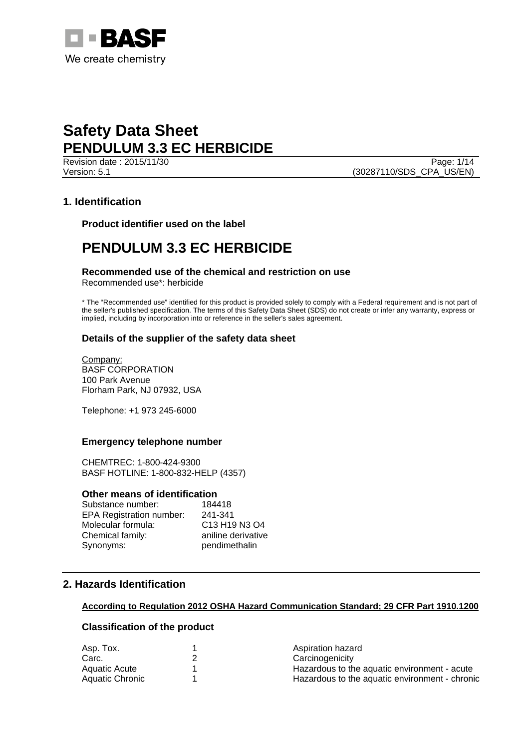# Safety Data Sheet
# PENDULUM 3.3 EC HERBICIDE

Revision date : 2015/11/30
Version: 5.1
(30287110/SDS_CPA_US/EN)

## 1. Identification

### Product identifier used on the label

# PENDULUM 3.3 EC HERBICIDE

### Recommended use of the chemical and restriction on use

Recommended use*: herbicide

* The "Recommended use" identified for this product is provided solely to comply with a Federal requirement and is not part of the seller's published specification. The terms of this Safety Data Sheet (SDS) do not create or infer any warranty, express or implied, including by incorporation into or reference in the seller's sales agreement.

### Details of the supplier of the safety data sheet

Company:
BASF CORPORATION
100 Park Avenue
Florham Park, NJ 07932, USA

Telephone: +1 973 245-6000

### Emergency telephone number

CHEMTREC: 1-800-424-9300
BASF HOTLINE: 1-800-832-HELP (4357)

### Other means of identification

| | |
|---|---|
| Substance number: | 184418 |
| EPA Registration number: | 241-341 |
| Molecular formula: | $C_{13} H_{19} N_3 O_4$ |
| Chemical family: | aniline derivative |
| Synonyms: | pendimethalin |

## 2. Hazards Identification

**According to Regulation 2012 OSHA Hazard Communication Standard; 29 CFR Part 1910.1200**

### Classification of the product

| | | |
|---|---|---|
| Asp. Tox. | 1 | Aspiration hazard |
| Carc. | 2 | Carcinogenicity |
| Aquatic Acute | 1 | Hazardous to the aquatic environment - acute |
| Aquatic Chronic | 1 | Hazardous to the aquatic environment - chronic |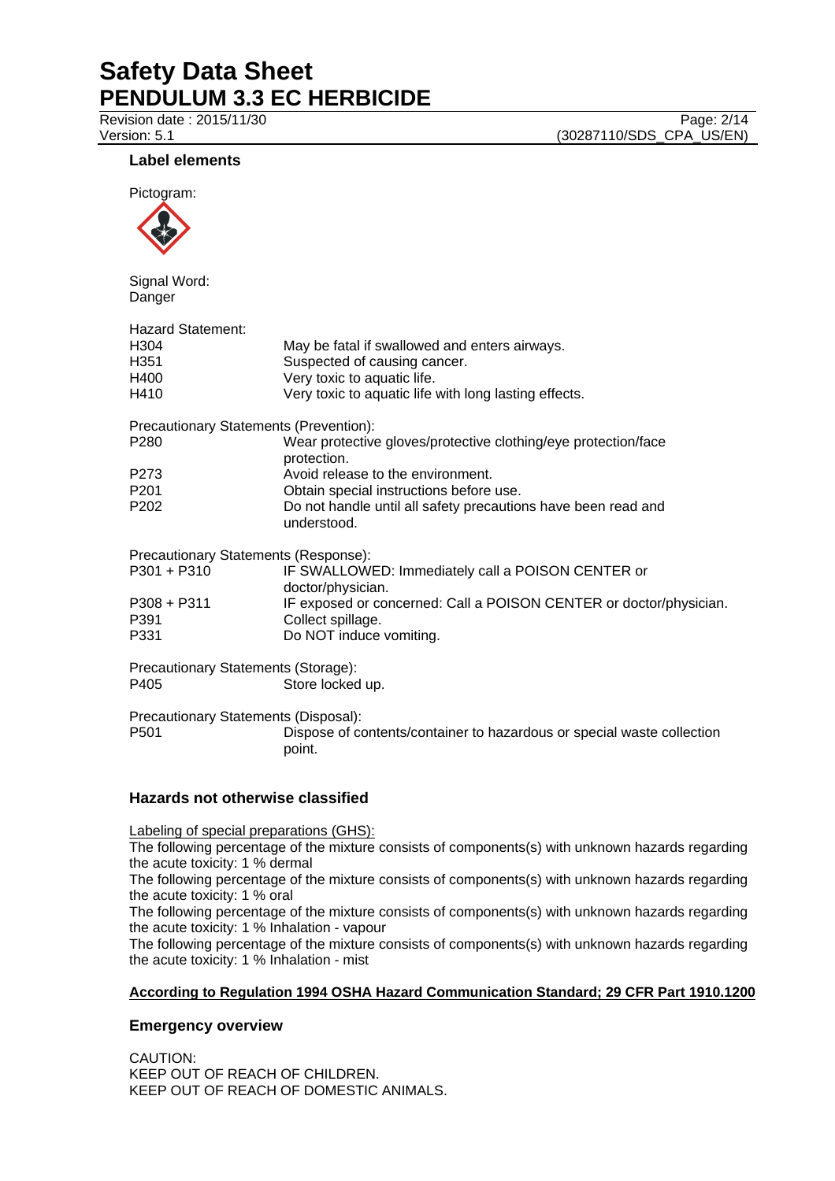### Label elements

Pictogram:

Signal Word:
Danger

Hazard Statement:

| | |
|---|---|
| H304 | May be fatal if swallowed and enters airways. |
| H351 | Suspected of causing cancer. |
| H400 | Very toxic to aquatic life. |
| H410 | Very toxic to aquatic life with long lasting effects. |

Precautionary Statements (Prevention):

| | |
|---|---|
| P280 | Wear protective gloves/protective clothing/eye protection/face protection. |
| P273 | Avoid release to the environment. |
| P201 | Obtain special instructions before use. |
| P202 | Do not handle until all safety precautions have been read and understood. |

Precautionary Statements (Response):

| | |
|---|---|
| P301 + P310 | IF SWALLOWED: Immediately call a POISON CENTER or doctor/physician. |
| P308 + P311 | IF exposed or concerned: Call a POISON CENTER or doctor/physician. |
| P391 | Collect spillage. |
| P331 | Do NOT induce vomiting. |

Precautionary Statements (Storage):

| | |
|---|---|
| P405 | Store locked up. |

Precautionary Statements (Disposal):

| | |
|---|---|
| P501 | Dispose of contents/container to hazardous or special waste collection point. |

### Hazards not otherwise classified

Labeling of special preparations (GHS):

The following percentage of the mixture consists of components(s) with unknown hazards regarding the acute toxicity: 1 % dermal

The following percentage of the mixture consists of components(s) with unknown hazards regarding the acute toxicity: 1 % oral

The following percentage of the mixture consists of components(s) with unknown hazards regarding the acute toxicity: 1 % Inhalation - vapour

The following percentage of the mixture consists of components(s) with unknown hazards regarding the acute toxicity: 1 % Inhalation - mist

**According to Regulation 1994 OSHA Hazard Communication Standard; 29 CFR Part 1910.1200**

### Emergency overview

CAUTION:
KEEP OUT OF REACH OF CHILDREN.
KEEP OUT OF REACH OF DOMESTIC ANIMALS.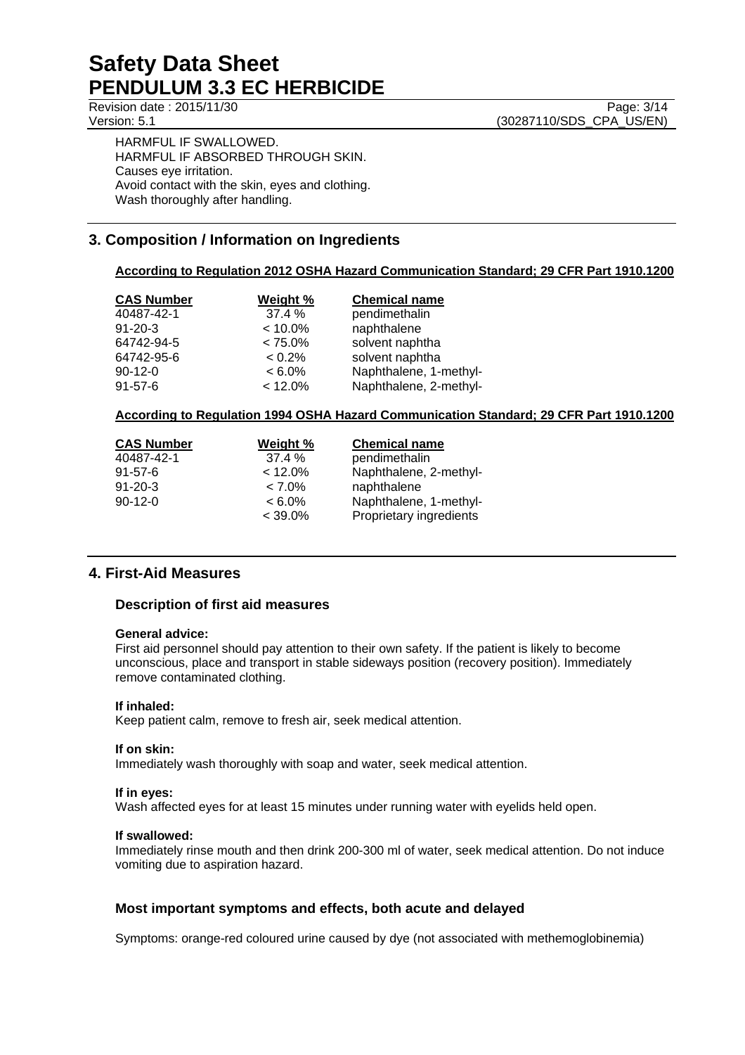HARMFUL IF SWALLOWED.
HARMFUL IF ABSORBED THROUGH SKIN.
Causes eye irritation.
Avoid contact with the skin, eyes and clothing.
Wash thoroughly after handling.

## 3. Composition / Information on Ingredients

**According to Regulation 2012 OSHA Hazard Communication Standard; 29 CFR Part 1910.1200**

| CAS Number | Weight % | Chemical name |
|---|---|---|
| 40487-42-1 | 37.4 % | pendimethalin |
| 91-20-3 | < 10.0% | naphthalene |
| 64742-94-5 | < 75.0% | solvent naphtha |
| 64742-95-6 | < 0.2% | solvent naphtha |
| 90-12-0 | < 6.0% | Naphthalene, 1-methyl- |
| 91-57-6 | < 12.0% | Naphthalene, 2-methyl- |

**According to Regulation 1994 OSHA Hazard Communication Standard; 29 CFR Part 1910.1200**

| CAS Number | Weight % | Chemical name |
|---|---|---|
| 40487-42-1 | 37.4 % | pendimethalin |
| 91-57-6 | < 12.0% | Naphthalene, 2-methyl- |
| 91-20-3 | < 7.0% | naphthalene |
| 90-12-0 | < 6.0% | Naphthalene, 1-methyl- |
| | < 39.0% | Proprietary ingredients |

## 4. First-Aid Measures

### Description of first aid measures

**General advice:**
First aid personnel should pay attention to their own safety. If the patient is likely to become unconscious, place and transport in stable sideways position (recovery position). Immediately remove contaminated clothing.

**If inhaled:**
Keep patient calm, remove to fresh air, seek medical attention.

**If on skin:**
Immediately wash thoroughly with soap and water, seek medical attention.

**If in eyes:**
Wash affected eyes for at least 15 minutes under running water with eyelids held open.

**If swallowed:**
Immediately rinse mouth and then drink 200-300 ml of water, seek medical attention. Do not induce vomiting due to aspiration hazard.

### Most important symptoms and effects, both acute and delayed

Symptoms: orange-red coloured urine caused by dye (not associated with methemoglobinemia)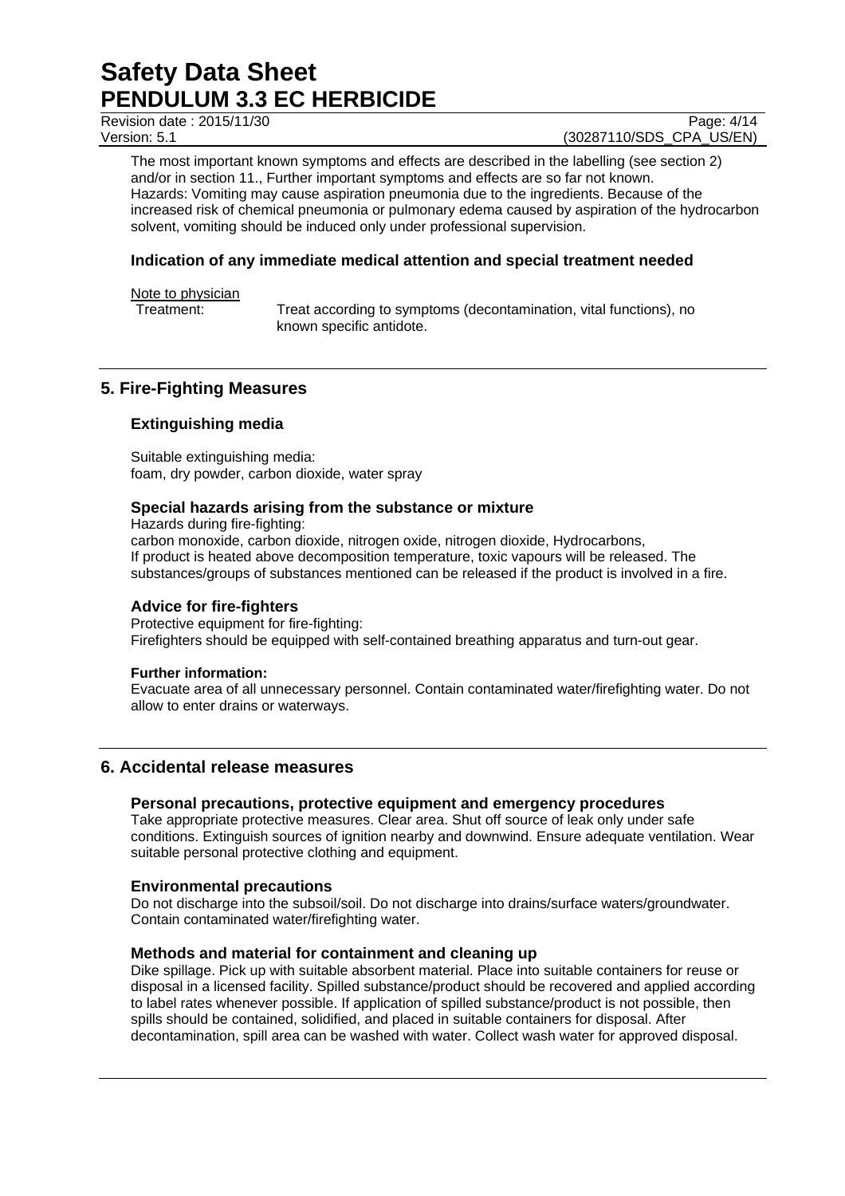The most important known symptoms and effects are described in the labelling (see section 2) and/or in section 11., Further important symptoms and effects are so far not known.
Hazards: Vomiting may cause aspiration pneumonia due to the ingredients. Because of the increased risk of chemical pneumonia or pulmonary edema caused by aspiration of the hydrocarbon solvent, vomiting should be induced only under professional supervision.

### Indication of any immediate medical attention and special treatment needed

Note to physician

Treatment: Treat according to symptoms (decontamination, vital functions), no known specific antidote.

## 5. Fire-Fighting Measures

### Extinguishing media

Suitable extinguishing media:
foam, dry powder, carbon dioxide, water spray

### Special hazards arising from the substance or mixture

Hazards during fire-fighting:
carbon monoxide, carbon dioxide, nitrogen oxide, nitrogen dioxide, Hydrocarbons,
If product is heated above decomposition temperature, toxic vapours will be released. The substances/groups of substances mentioned can be released if the product is involved in a fire.

### Advice for fire-fighters

Protective equipment for fire-fighting:
Firefighters should be equipped with self-contained breathing apparatus and turn-out gear.

**Further information:**
Evacuate area of all unnecessary personnel. Contain contaminated water/firefighting water. Do not allow to enter drains or waterways.

## 6. Accidental release measures

### Personal precautions, protective equipment and emergency procedures

Take appropriate protective measures. Clear area. Shut off source of leak only under safe conditions. Extinguish sources of ignition nearby and downwind. Ensure adequate ventilation. Wear suitable personal protective clothing and equipment.

### Environmental precautions

Do not discharge into the subsoil/soil. Do not discharge into drains/surface waters/groundwater. Contain contaminated water/firefighting water.

### Methods and material for containment and cleaning up

Dike spillage. Pick up with suitable absorbent material. Place into suitable containers for reuse or disposal in a licensed facility. Spilled substance/product should be recovered and applied according to label rates whenever possible. If application of spilled substance/product is not possible, then spills should be contained, solidified, and placed in suitable containers for disposal. After decontamination, spill area can be washed with water. Collect wash water for approved disposal.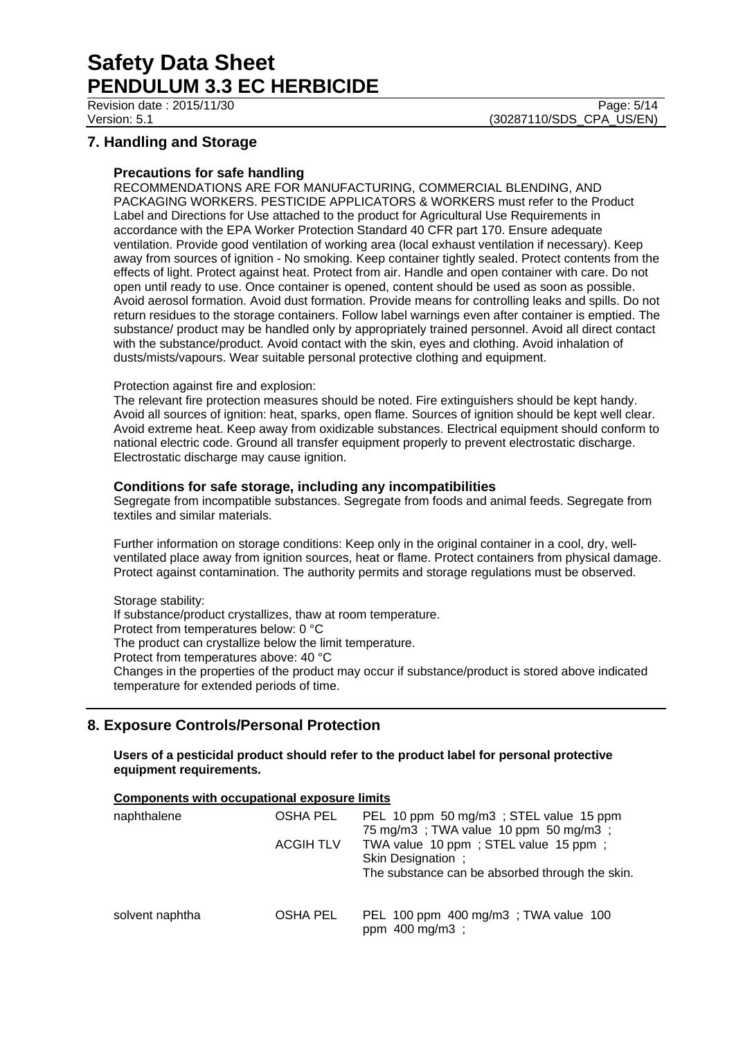## 7. Handling and Storage

### Precautions for safe handling

RECOMMENDATIONS ARE FOR MANUFACTURING, COMMERCIAL BLENDING, AND PACKAGING WORKERS. PESTICIDE APPLICATORS & WORKERS must refer to the Product Label and Directions for Use attached to the product for Agricultural Use Requirements in accordance with the EPA Worker Protection Standard 40 CFR part 170. Ensure adequate ventilation. Provide good ventilation of working area (local exhaust ventilation if necessary). Keep away from sources of ignition - No smoking. Keep container tightly sealed. Protect contents from the effects of light. Protect against heat. Protect from air. Handle and open container with care. Do not open until ready to use. Once container is opened, content should be used as soon as possible. Avoid aerosol formation. Avoid dust formation. Provide means for controlling leaks and spills. Do not return residues to the storage containers. Follow label warnings even after container is emptied. The substance/ product may be handled only by appropriately trained personnel. Avoid all direct contact with the substance/product. Avoid contact with the skin, eyes and clothing. Avoid inhalation of dusts/mists/vapours. Wear suitable personal protective clothing and equipment.

Protection against fire and explosion:
The relevant fire protection measures should be noted. Fire extinguishers should be kept handy. Avoid all sources of ignition: heat, sparks, open flame. Sources of ignition should be kept well clear. Avoid extreme heat. Keep away from oxidizable substances. Electrical equipment should conform to national electric code. Ground all transfer equipment properly to prevent electrostatic discharge. Electrostatic discharge may cause ignition.

### Conditions for safe storage, including any incompatibilities

Segregate from incompatible substances. Segregate from foods and animal feeds. Segregate from textiles and similar materials.

Further information on storage conditions: Keep only in the original container in a cool, dry, well-ventilated place away from ignition sources, heat or flame. Protect containers from physical damage. Protect against contamination. The authority permits and storage regulations must be observed.

Storage stability:
If substance/product crystallizes, thaw at room temperature.
Protect from temperatures below: 0 °C
The product can crystallize below the limit temperature.
Protect from temperatures above: 40 °C
Changes in the properties of the product may occur if substance/product is stored above indicated temperature for extended periods of time.

## 8. Exposure Controls/Personal Protection

**Users of a pesticidal product should refer to the product label for personal protective equipment requirements.**

**Components with occupational exposure limits**

| | | |
|---|---|---|
| naphthalene | OSHA PEL | PEL 10 ppm 50 mg/m3 ; STEL value 15 ppm 75 mg/m3 ; TWA value 10 ppm 50 mg/m3 ; |
| | ACGIH TLV | TWA value 10 ppm ; STEL value 15 ppm ; Skin Designation ; The substance can be absorbed through the skin. |
| solvent naphtha | OSHA PEL | PEL 100 ppm 400 mg/m3 ; TWA value 100 ppm 400 mg/m3 ; |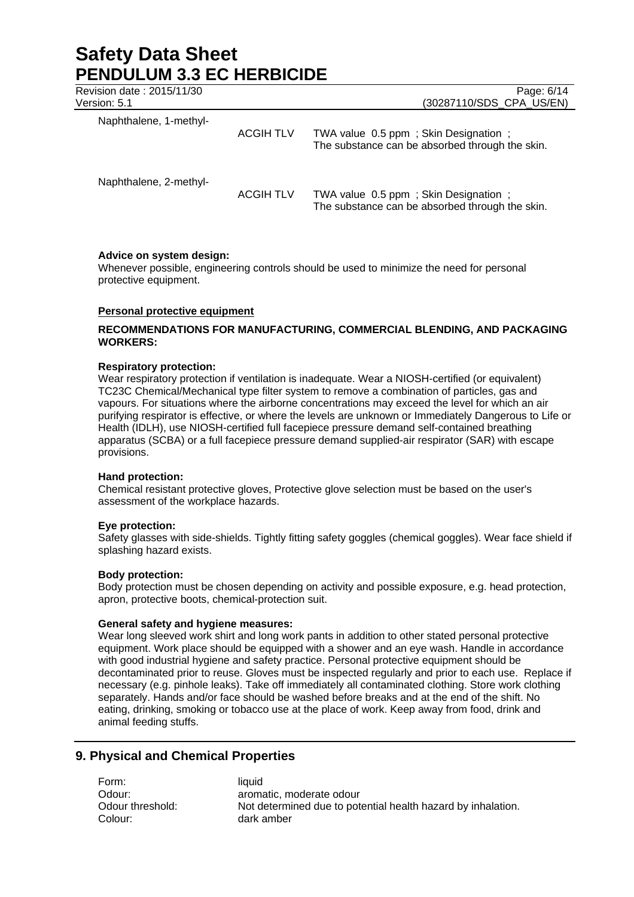| | | |
|---|---|---|
| Naphthalene, 1-methyl- | ACGIH TLV | TWA value 0.5 ppm ; Skin Designation ; The substance can be absorbed through the skin. |
| Naphthalene, 2-methyl- | ACGIH TLV | TWA value 0.5 ppm ; Skin Designation ; The substance can be absorbed through the skin. |

**Advice on system design:**
Whenever possible, engineering controls should be used to minimize the need for personal protective equipment.

**Personal protective equipment**

**RECOMMENDATIONS FOR MANUFACTURING, COMMERCIAL BLENDING, AND PACKAGING WORKERS:**

**Respiratory protection:**
Wear respiratory protection if ventilation is inadequate. Wear a NIOSH-certified (or equivalent) TC23C Chemical/Mechanical type filter system to remove a combination of particles, gas and vapours. For situations where the airborne concentrations may exceed the level for which an air purifying respirator is effective, or where the levels are unknown or Immediately Dangerous to Life or Health (IDLH), use NIOSH-certified full facepiece pressure demand self-contained breathing apparatus (SCBA) or a full facepiece pressure demand supplied-air respirator (SAR) with escape provisions.

**Hand protection:**
Chemical resistant protective gloves, Protective glove selection must be based on the user's assessment of the workplace hazards.

**Eye protection:**
Safety glasses with side-shields. Tightly fitting safety goggles (chemical goggles). Wear face shield if splashing hazard exists.

**Body protection:**
Body protection must be chosen depending on activity and possible exposure, e.g. head protection, apron, protective boots, chemical-protection suit.

**General safety and hygiene measures:**
Wear long sleeved work shirt and long work pants in addition to other stated personal protective equipment. Work place should be equipped with a shower and an eye wash. Handle in accordance with good industrial hygiene and safety practice. Personal protective equipment should be decontaminated prior to reuse. Gloves must be inspected regularly and prior to each use. Replace if necessary (e.g. pinhole leaks). Take off immediately all contaminated clothing. Store work clothing separately. Hands and/or face should be washed before breaks and at the end of the shift. No eating, drinking, smoking or tobacco use at the place of work. Keep away from food, drink and animal feeding stuffs.

## 9. Physical and Chemical Properties

| | |
|---|---|
| Form: | liquid |
| Odour: | aromatic, moderate odour |
| Odour threshold: | Not determined due to potential health hazard by inhalation. |
| Colour: | dark amber |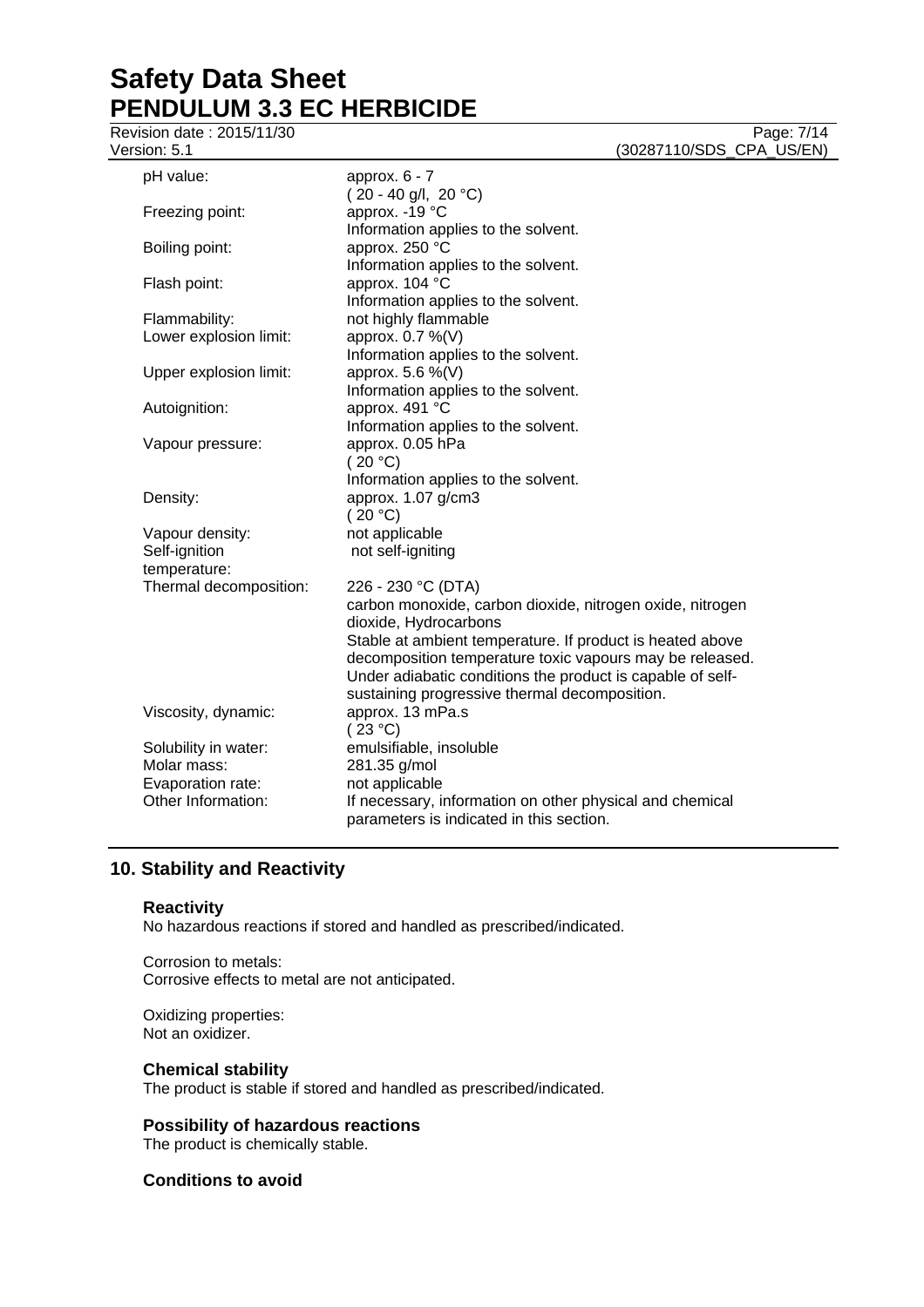| | |
|---|---|
| pH value: | approx. 6 - 7<br>( 20 - 40 g/l, 20 °C) |
| Freezing point: | approx. -19 °C<br>Information applies to the solvent. |
| Boiling point: | approx. 250 °C<br>Information applies to the solvent. |
| Flash point: | approx. 104 °C<br>Information applies to the solvent. |
| Flammability: | not highly flammable |
| Lower explosion limit: | approx. 0.7 %(V)<br>Information applies to the solvent. |
| Upper explosion limit: | approx. 5.6 %(V)<br>Information applies to the solvent. |
| Autoignition: | approx. 491 °C<br>Information applies to the solvent. |
| Vapour pressure: | approx. 0.05 hPa<br>( 20 °C)<br>Information applies to the solvent. |
| Density: | approx. 1.07 g/cm3<br>( 20 °C) |
| Vapour density: | not applicable |
| Self-ignition temperature: | not self-igniting |
| Thermal decomposition: | 226 - 230 °C (DTA)<br>carbon monoxide, carbon dioxide, nitrogen oxide, nitrogen dioxide, Hydrocarbons<br>Stable at ambient temperature. If product is heated above decomposition temperature toxic vapours may be released.<br>Under adiabatic conditions the product is capable of self-sustaining progressive thermal decomposition. |
| Viscosity, dynamic: | approx. 13 mPa.s<br>( 23 °C) |
| Solubility in water: | emulsifiable, insoluble |
| Molar mass: | 281.35 g/mol |
| Evaporation rate: | not applicable |
| Other Information: | If necessary, information on other physical and chemical parameters is indicated in this section. |

## 10. Stability and Reactivity

### Reactivity

No hazardous reactions if stored and handled as prescribed/indicated.

Corrosion to metals:
Corrosive effects to metal are not anticipated.

Oxidizing properties:
Not an oxidizer.

### Chemical stability

The product is stable if stored and handled as prescribed/indicated.

### Possibility of hazardous reactions

The product is chemically stable.

### Conditions to avoid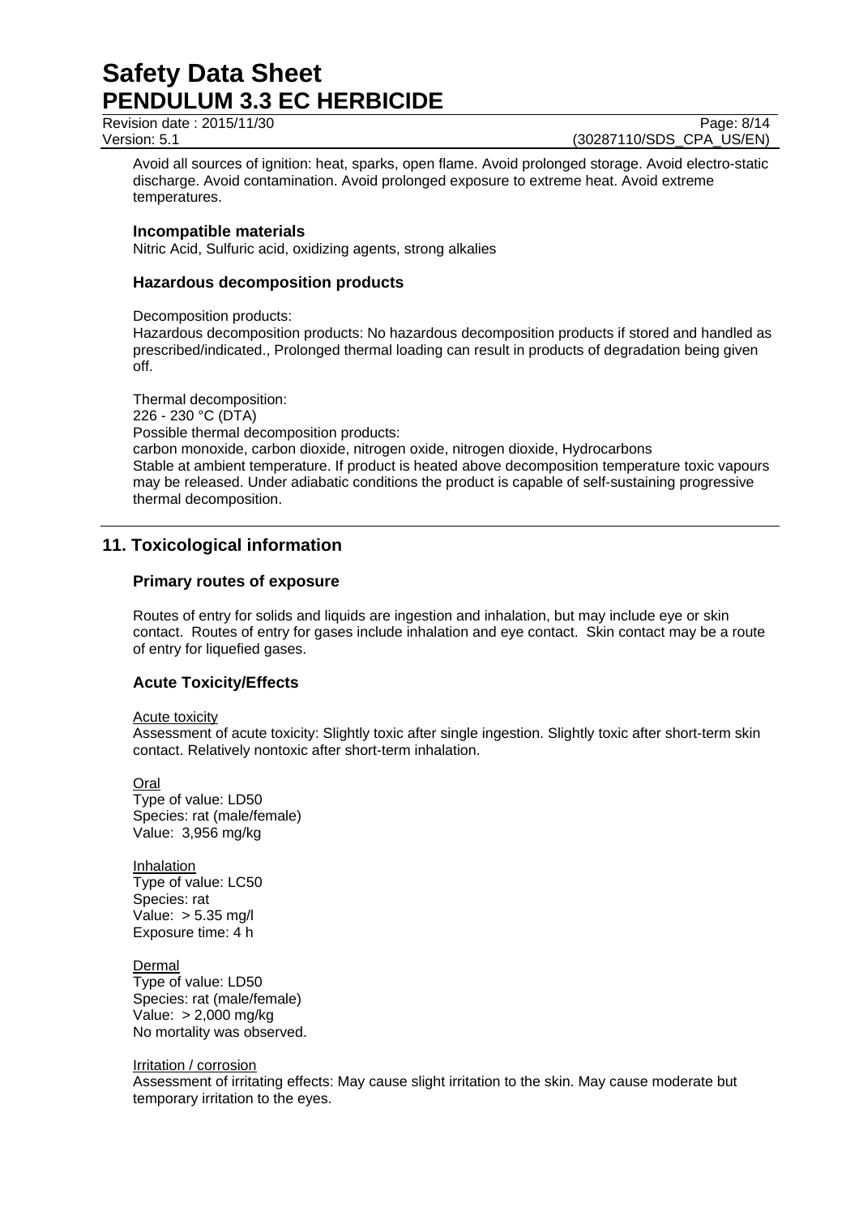Avoid all sources of ignition: heat, sparks, open flame. Avoid prolonged storage. Avoid electro-static discharge. Avoid contamination. Avoid prolonged exposure to extreme heat. Avoid extreme temperatures.

### Incompatible materials

Nitric Acid, Sulfuric acid, oxidizing agents, strong alkalies

### Hazardous decomposition products

Decomposition products:
Hazardous decomposition products: No hazardous decomposition products if stored and handled as prescribed/indicated., Prolonged thermal loading can result in products of degradation being given off.

Thermal decomposition:
226 - 230 °C (DTA)
Possible thermal decomposition products:
carbon monoxide, carbon dioxide, nitrogen oxide, nitrogen dioxide, Hydrocarbons
Stable at ambient temperature. If product is heated above decomposition temperature toxic vapours may be released. Under adiabatic conditions the product is capable of self-sustaining progressive thermal decomposition.

## 11. Toxicological information

### Primary routes of exposure

Routes of entry for solids and liquids are ingestion and inhalation, but may include eye or skin contact. Routes of entry for gases include inhalation and eye contact. Skin contact may be a route of entry for liquefied gases.

### Acute Toxicity/Effects

Acute toxicity
Assessment of acute toxicity: Slightly toxic after single ingestion. Slightly toxic after short-term skin contact. Relatively nontoxic after short-term inhalation.

Oral
Type of value: LD50
Species: rat (male/female)
Value: 3,956 mg/kg

Inhalation
Type of value: LC50
Species: rat
Value: > 5.35 mg/l
Exposure time: 4 h

Dermal
Type of value: LD50
Species: rat (male/female)
Value: > 2,000 mg/kg
No mortality was observed.

Irritation / corrosion
Assessment of irritating effects: May cause slight irritation to the skin. May cause moderate but temporary irritation to the eyes.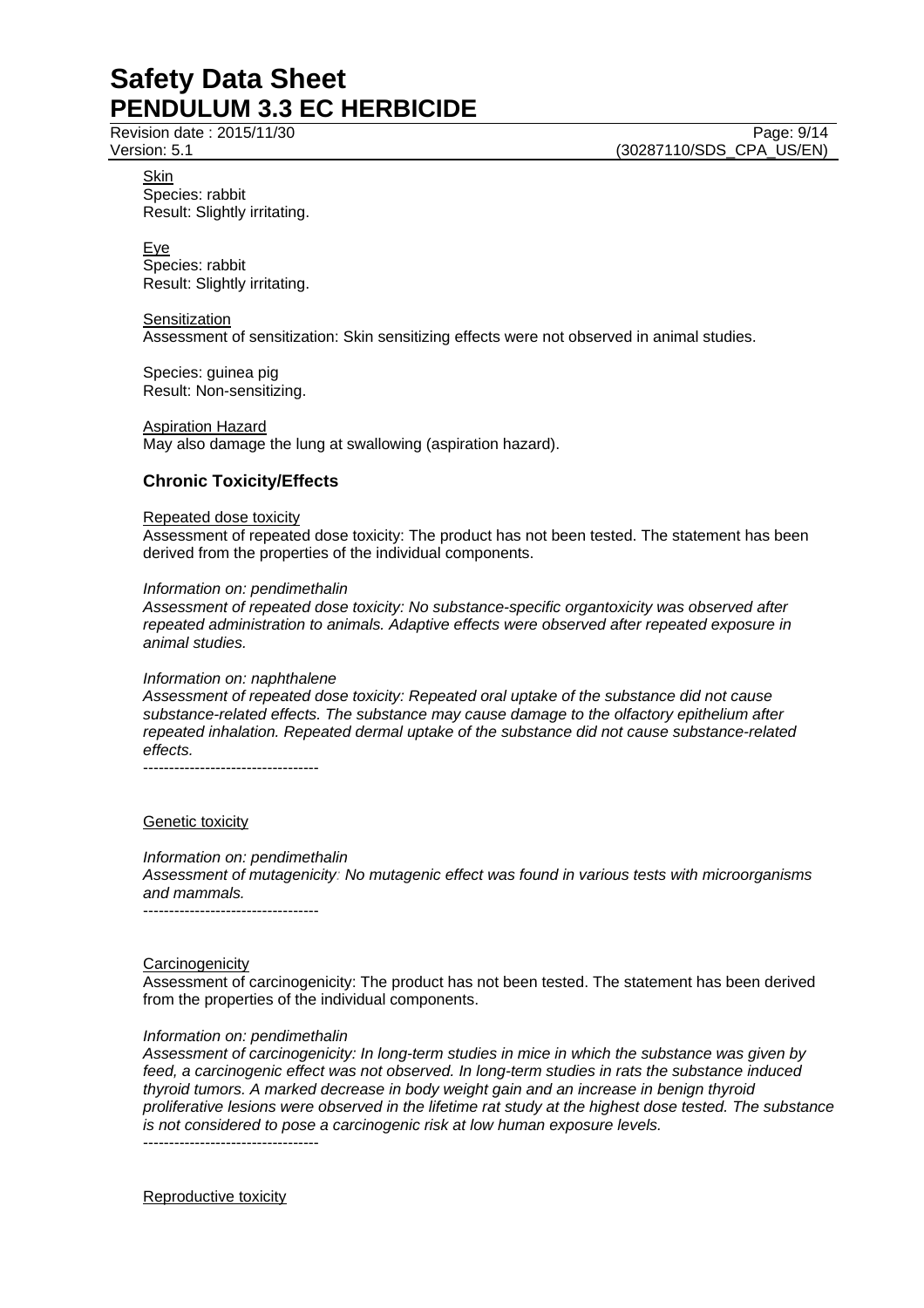Skin
Species: rabbit
Result: Slightly irritating.

Eye
Species: rabbit
Result: Slightly irritating.

Sensitization
Assessment of sensitization: Skin sensitizing effects were not observed in animal studies.

Species: guinea pig
Result: Non-sensitizing.

Aspiration Hazard
May also damage the lung at swallowing (aspiration hazard).

## Chronic Toxicity/Effects

Repeated dose toxicity
Assessment of repeated dose toxicity: The product has not been tested. The statement has been derived from the properties of the individual components.

*Information on: pendimethalin*
*Assessment of repeated dose toxicity: No substance-specific organtoxicity was observed after repeated administration to animals. Adaptive effects were observed after repeated exposure in animal studies.*

*Information on: naphthalene*
*Assessment of repeated dose toxicity: Repeated oral uptake of the substance did not cause substance-related effects. The substance may cause damage to the olfactory epithelium after repeated inhalation. Repeated dermal uptake of the substance did not cause substance-related effects.*
----------------------------------

Genetic toxicity

*Information on: pendimethalin*
*Assessment of mutagenicity: No mutagenic effect was found in various tests with microorganisms and mammals.*
----------------------------------

Carcinogenicity
Assessment of carcinogenicity: The product has not been tested. The statement has been derived from the properties of the individual components.

*Information on: pendimethalin*
*Assessment of carcinogenicity: In long-term studies in mice in which the substance was given by feed, a carcinogenic effect was not observed. In long-term studies in rats the substance induced thyroid tumors. A marked decrease in body weight gain and an increase in benign thyroid proliferative lesions were observed in the lifetime rat study at the highest dose tested. The substance is not considered to pose a carcinogenic risk at low human exposure levels.*
----------------------------------

Reproductive toxicity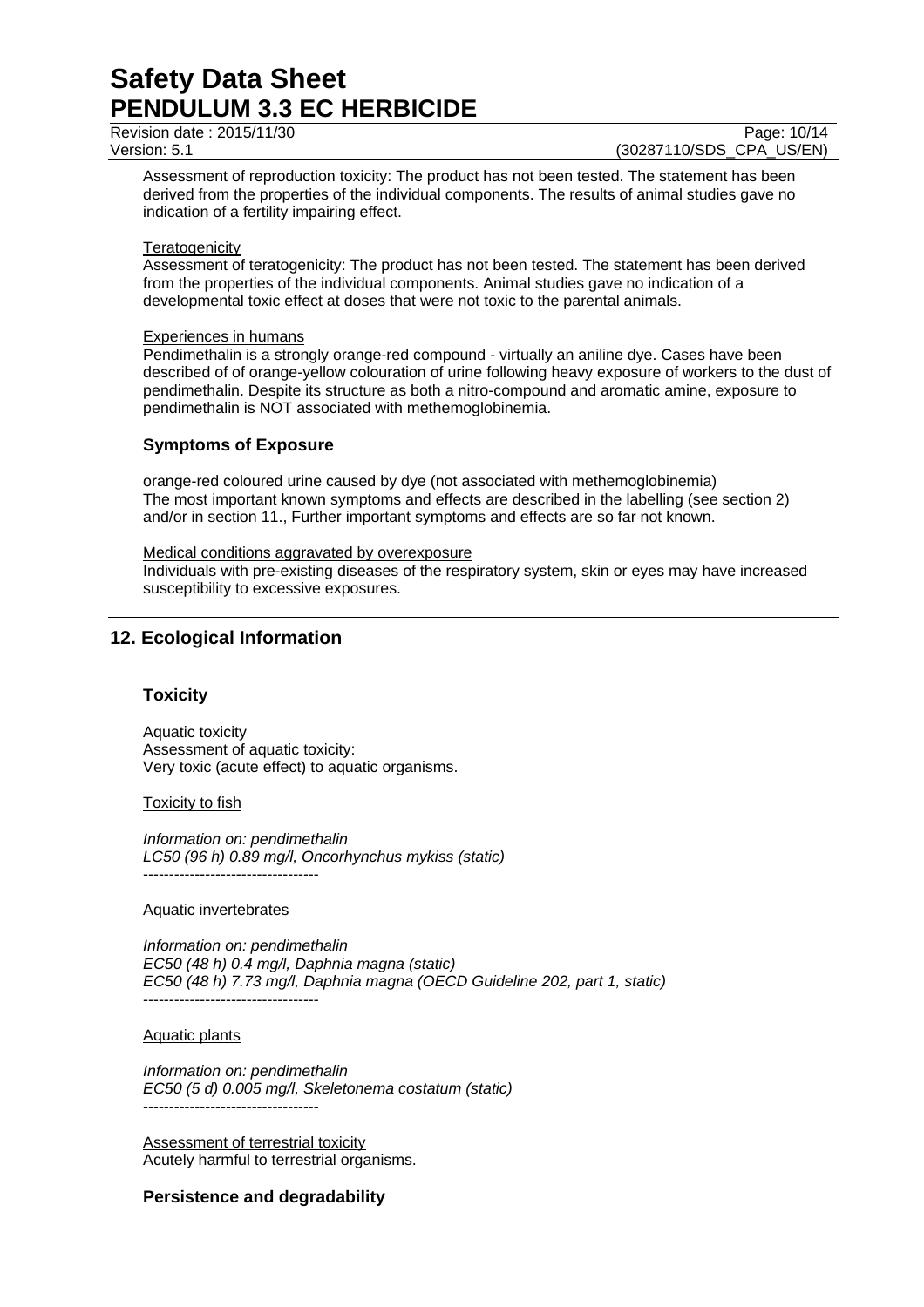Assessment of reproduction toxicity: The product has not been tested. The statement has been derived from the properties of the individual components. The results of animal studies gave no indication of a fertility impairing effect.

Teratogenicity

Assessment of teratogenicity: The product has not been tested. The statement has been derived from the properties of the individual components. Animal studies gave no indication of a developmental toxic effect at doses that were not toxic to the parental animals.

Experiences in humans

Pendimethalin is a strongly orange-red compound - virtually an aniline dye. Cases have been described of of orange-yellow colouration of urine following heavy exposure of workers to the dust of pendimethalin. Despite its structure as both a nitro-compound and aromatic amine, exposure to pendimethalin is NOT associated with methemoglobinemia.

### Symptoms of Exposure

orange-red coloured urine caused by dye (not associated with methemoglobinemia)
The most important known symptoms and effects are described in the labelling (see section 2) and/or in section 11., Further important symptoms and effects are so far not known.

Medical conditions aggravated by overexposure

Individuals with pre-existing diseases of the respiratory system, skin or eyes may have increased susceptibility to excessive exposures.

## 12. Ecological Information

### Toxicity

Aquatic toxicity
Assessment of aquatic toxicity:
Very toxic (acute effect) to aquatic organisms.

Toxicity to fish

*Information on: pendimethalin*
*LC50 (96 h) 0.89 mg/l, Oncorhynchus mykiss (static)*
----------------------------------

Aquatic invertebrates

*Information on: pendimethalin*
*EC50 (48 h) 0.4 mg/l, Daphnia magna (static)*
*EC50 (48 h) 7.73 mg/l, Daphnia magna (OECD Guideline 202, part 1, static)*
----------------------------------

Aquatic plants

*Information on: pendimethalin*
*EC50 (5 d) 0.005 mg/l, Skeletonema costatum (static)*
----------------------------------

Assessment of terrestrial toxicity

Acutely harmful to terrestrial organisms.

### Persistence and degradability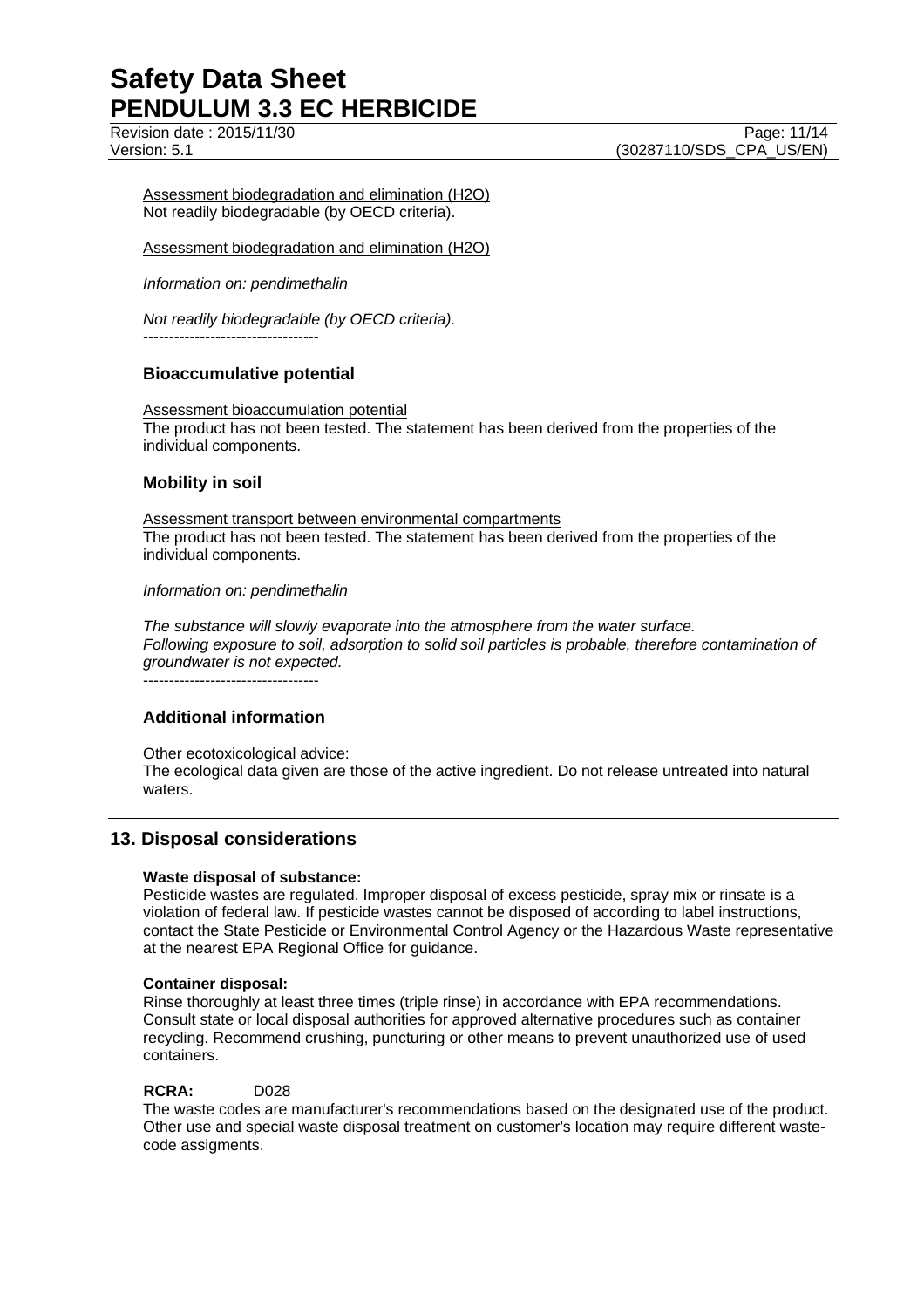Assessment biodegradation and elimination ($H_2O$)
Not readily biodegradable (by OECD criteria).

Assessment biodegradation and elimination ($H_2O$)

*Information on: pendimethalin*

*Not readily biodegradable (by OECD criteria).*
----------------------------------

### Bioaccumulative potential

Assessment bioaccumulation potential
The product has not been tested. The statement has been derived from the properties of the individual components.

### Mobility in soil

Assessment transport between environmental compartments
The product has not been tested. The statement has been derived from the properties of the individual components.

*Information on: pendimethalin*

*The substance will slowly evaporate into the atmosphere from the water surface.*
*Following exposure to soil, adsorption to solid soil particles is probable, therefore contamination of groundwater is not expected.*
----------------------------------

### Additional information

Other ecotoxicological advice:
The ecological data given are those of the active ingredient. Do not release untreated into natural waters.

## 13. Disposal considerations

**Waste disposal of substance:**
Pesticide wastes are regulated. Improper disposal of excess pesticide, spray mix or rinsate is a violation of federal law. If pesticide wastes cannot be disposed of according to label instructions, contact the State Pesticide or Environmental Control Agency or the Hazardous Waste representative at the nearest EPA Regional Office for guidance.

**Container disposal:**
Rinse thoroughly at least three times (triple rinse) in accordance with EPA recommendations. Consult state or local disposal authorities for approved alternative procedures such as container recycling. Recommend crushing, puncturing or other means to prevent unauthorized use of used containers.

**RCRA:** D028
The waste codes are manufacturer's recommendations based on the designated use of the product. Other use and special waste disposal treatment on customer's location may require different waste-code assigments.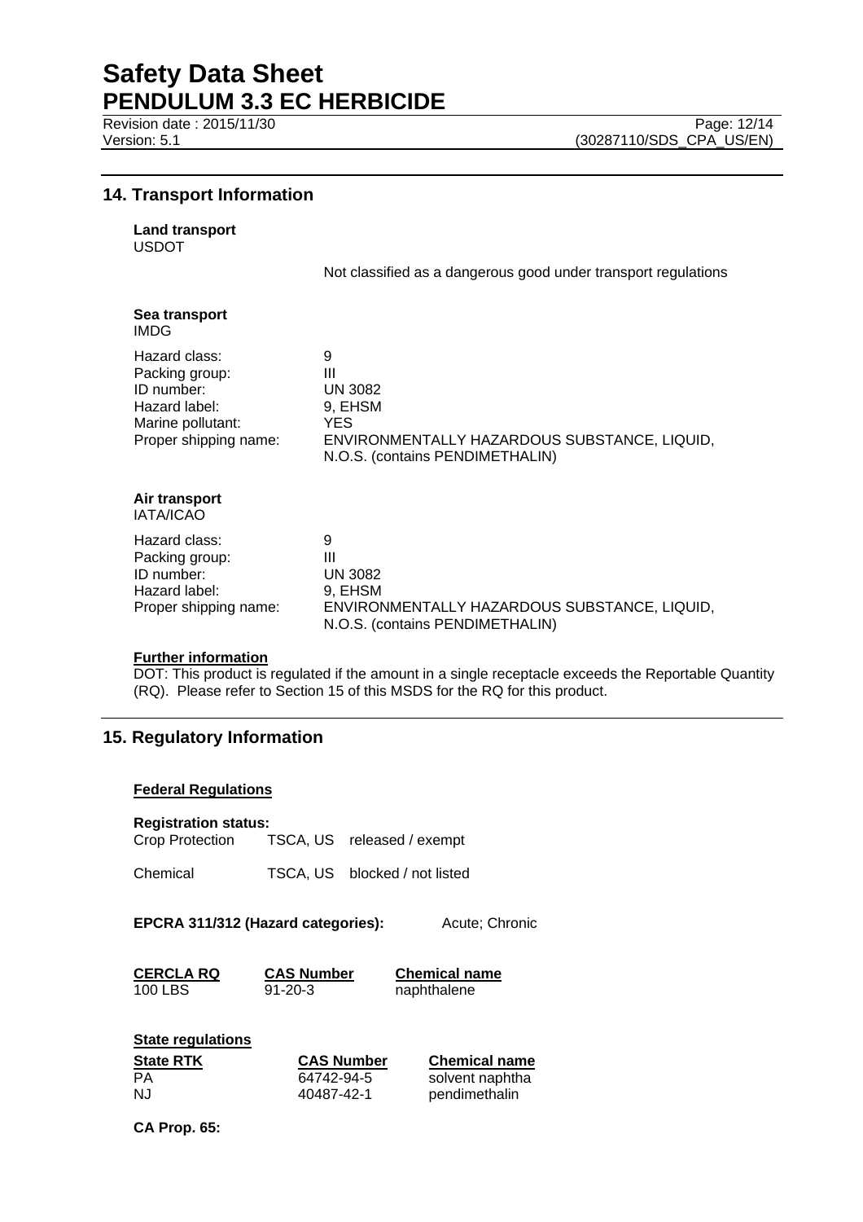## 14. Transport Information

**Land transport**
USDOT

Not classified as a dangerous good under transport regulations

**Sea transport**
IMDG

| | |
|---|---|
| Hazard class: | 9 |
| Packing group: | III |
| ID number: | UN 3082 |
| Hazard label: | 9, EHSM |
| Marine pollutant: | YES |
| Proper shipping name: | ENVIRONMENTALLY HAZARDOUS SUBSTANCE, LIQUID, N.O.S. (contains PENDIMETHALIN) |

**Air transport**
IATA/ICAO

| | |
|---|---|
| Hazard class: | 9 |
| Packing group: | III |
| ID number: | UN 3082 |
| Hazard label: | 9, EHSM |
| Proper shipping name: | ENVIRONMENTALLY HAZARDOUS SUBSTANCE, LIQUID, N.O.S. (contains PENDIMETHALIN) |

**Further information**

DOT: This product is regulated if the amount in a single receptacle exceeds the Reportable Quantity (RQ). Please refer to Section 15 of this MSDS for the RQ for this product.

## 15. Regulatory Information

**Federal Regulations**

**Registration status:**

| | | |
|---|---|---|
| Crop Protection | TSCA, US | released / exempt |
| Chemical | TSCA, US | blocked / not listed |

**EPCRA 311/312 (Hazard categories):** Acute; Chronic

| CERCLA RQ | CAS Number | Chemical name |
|---|---|---|
| 100 LBS | 91-20-3 | naphthalene |

**State regulations**

| State RTK | CAS Number | Chemical name |
|---|---|---|
| PA | 64742-94-5 | solvent naphtha |
| NJ | 40487-42-1 | pendimethalin |

**CA Prop. 65:**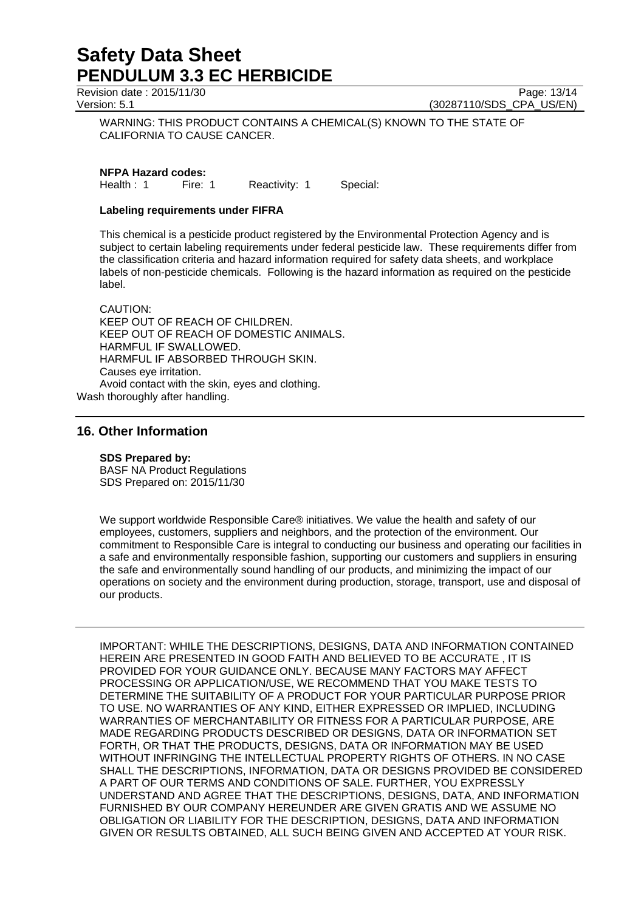WARNING: THIS PRODUCT CONTAINS A CHEMICAL(S) KNOWN TO THE STATE OF CALIFORNIA TO CAUSE CANCER.

**NFPA Hazard codes:**
Health : 1 Fire: 1 Reactivity: 1 Special:

**Labeling requirements under FIFRA**

This chemical is a pesticide product registered by the Environmental Protection Agency and is subject to certain labeling requirements under federal pesticide law. These requirements differ from the classification criteria and hazard information required for safety data sheets, and workplace labels of non-pesticide chemicals. Following is the hazard information as required on the pesticide label.

CAUTION:
KEEP OUT OF REACH OF CHILDREN.
KEEP OUT OF REACH OF DOMESTIC ANIMALS.
HARMFUL IF SWALLOWED.
HARMFUL IF ABSORBED THROUGH SKIN.
Causes eye irritation.
Avoid contact with the skin, eyes and clothing.
Wash thoroughly after handling.

## 16. Other Information

**SDS Prepared by:**
BASF NA Product Regulations
SDS Prepared on: 2015/11/30

We support worldwide Responsible Care® initiatives. We value the health and safety of our employees, customers, suppliers and neighbors, and the protection of the environment. Our commitment to Responsible Care is integral to conducting our business and operating our facilities in a safe and environmentally responsible fashion, supporting our customers and suppliers in ensuring the safe and environmentally sound handling of our products, and minimizing the impact of our operations on society and the environment during production, storage, transport, use and disposal of our products.

---

IMPORTANT: WHILE THE DESCRIPTIONS, DESIGNS, DATA AND INFORMATION CONTAINED HEREIN ARE PRESENTED IN GOOD FAITH AND BELIEVED TO BE ACCURATE , IT IS PROVIDED FOR YOUR GUIDANCE ONLY. BECAUSE MANY FACTORS MAY AFFECT PROCESSING OR APPLICATION/USE, WE RECOMMEND THAT YOU MAKE TESTS TO DETERMINE THE SUITABILITY OF A PRODUCT FOR YOUR PARTICULAR PURPOSE PRIOR TO USE. NO WARRANTIES OF ANY KIND, EITHER EXPRESSED OR IMPLIED, INCLUDING WARRANTIES OF MERCHANTABILITY OR FITNESS FOR A PARTICULAR PURPOSE, ARE MADE REGARDING PRODUCTS DESCRIBED OR DESIGNS, DATA OR INFORMATION SET FORTH, OR THAT THE PRODUCTS, DESIGNS, DATA OR INFORMATION MAY BE USED WITHOUT INFRINGING THE INTELLECTUAL PROPERTY RIGHTS OF OTHERS. IN NO CASE SHALL THE DESCRIPTIONS, INFORMATION, DATA OR DESIGNS PROVIDED BE CONSIDERED A PART OF OUR TERMS AND CONDITIONS OF SALE. FURTHER, YOU EXPRESSLY UNDERSTAND AND AGREE THAT THE DESCRIPTIONS, DESIGNS, DATA, AND INFORMATION FURNISHED BY OUR COMPANY HEREUNDER ARE GIVEN GRATIS AND WE ASSUME NO OBLIGATION OR LIABILITY FOR THE DESCRIPTION, DESIGNS, DATA AND INFORMATION GIVEN OR RESULTS OBTAINED, ALL SUCH BEING GIVEN AND ACCEPTED AT YOUR RISK.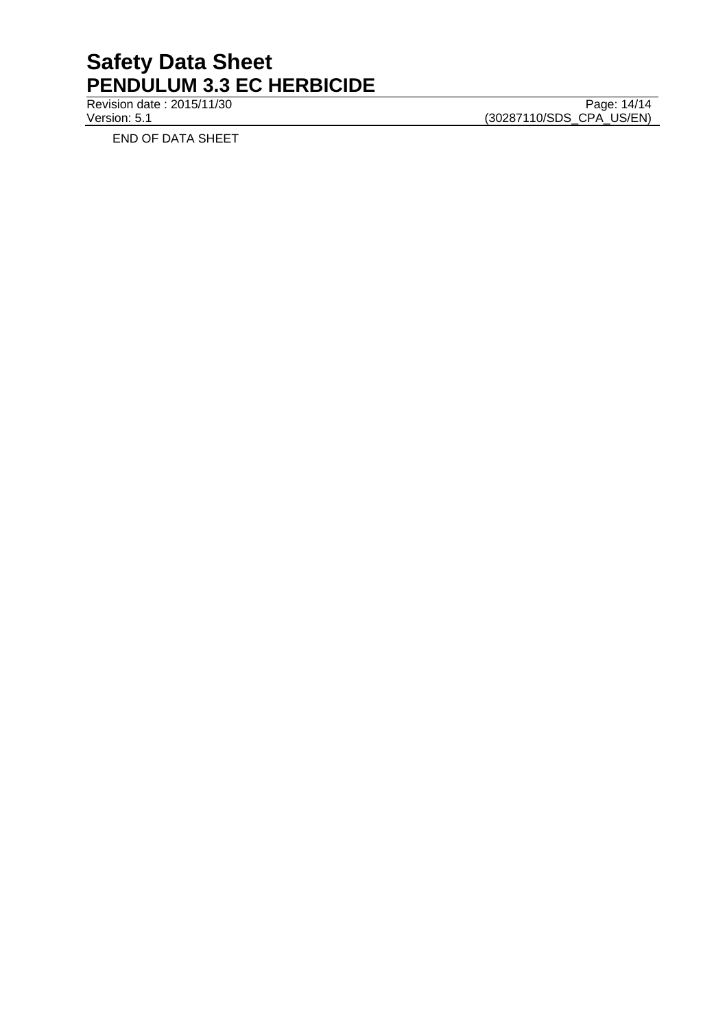END OF DATA SHEET